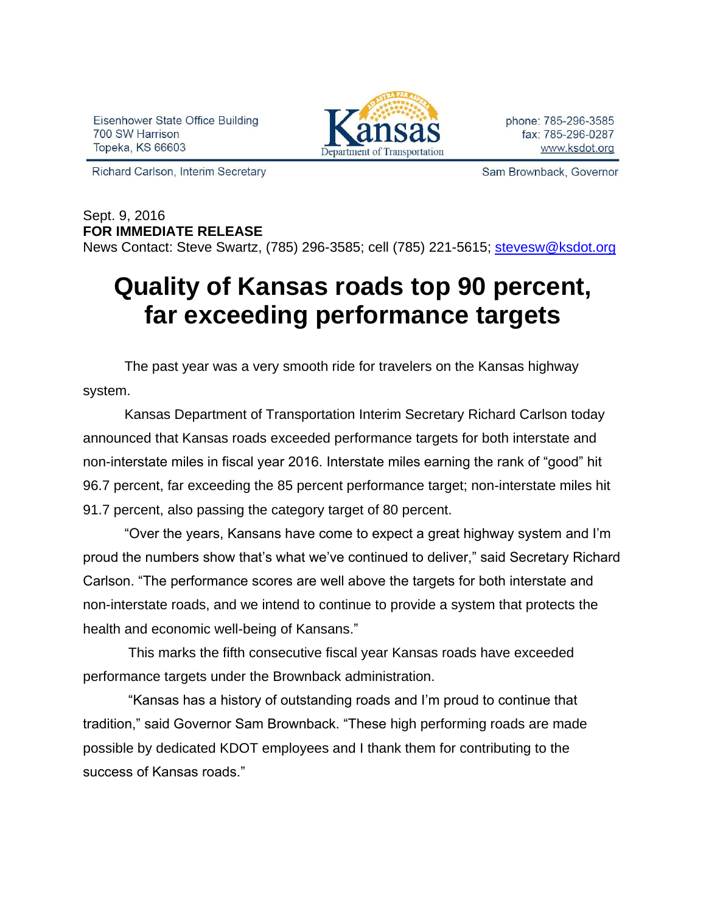Eisenhower State Office Building
700 SW Harrison
Topeka, KS 66603

Kansas Department of Transportation

phone: 785-296-3585
fax: 785-296-0287
www.ksdot.org

Richard Carlson, Interim Secretary

Sam Brownback, Governor

Sept. 9, 2016
**FOR IMMEDIATE RELEASE**
News Contact: Steve Swartz, (785) 296-3585; cell (785) 221-5615; stevesw@ksdot.org

# Quality of Kansas roads top 90 percent, far exceeding performance targets

The past year was a very smooth ride for travelers on the Kansas highway system.

Kansas Department of Transportation Interim Secretary Richard Carlson today announced that Kansas roads exceeded performance targets for both interstate and non-interstate miles in fiscal year 2016. Interstate miles earning the rank of "good" hit 96.7 percent, far exceeding the 85 percent performance target; non-interstate miles hit 91.7 percent, also passing the category target of 80 percent.

"Over the years, Kansans have come to expect a great highway system and I'm proud the numbers show that's what we've continued to deliver," said Secretary Richard Carlson. "The performance scores are well above the targets for both interstate and non-interstate roads, and we intend to continue to provide a system that protects the health and economic well-being of Kansans."

This marks the fifth consecutive fiscal year Kansas roads have exceeded performance targets under the Brownback administration.

"Kansas has a history of outstanding roads and I'm proud to continue that tradition," said Governor Sam Brownback. "These high performing roads are made possible by dedicated KDOT employees and I thank them for contributing to the success of Kansas roads."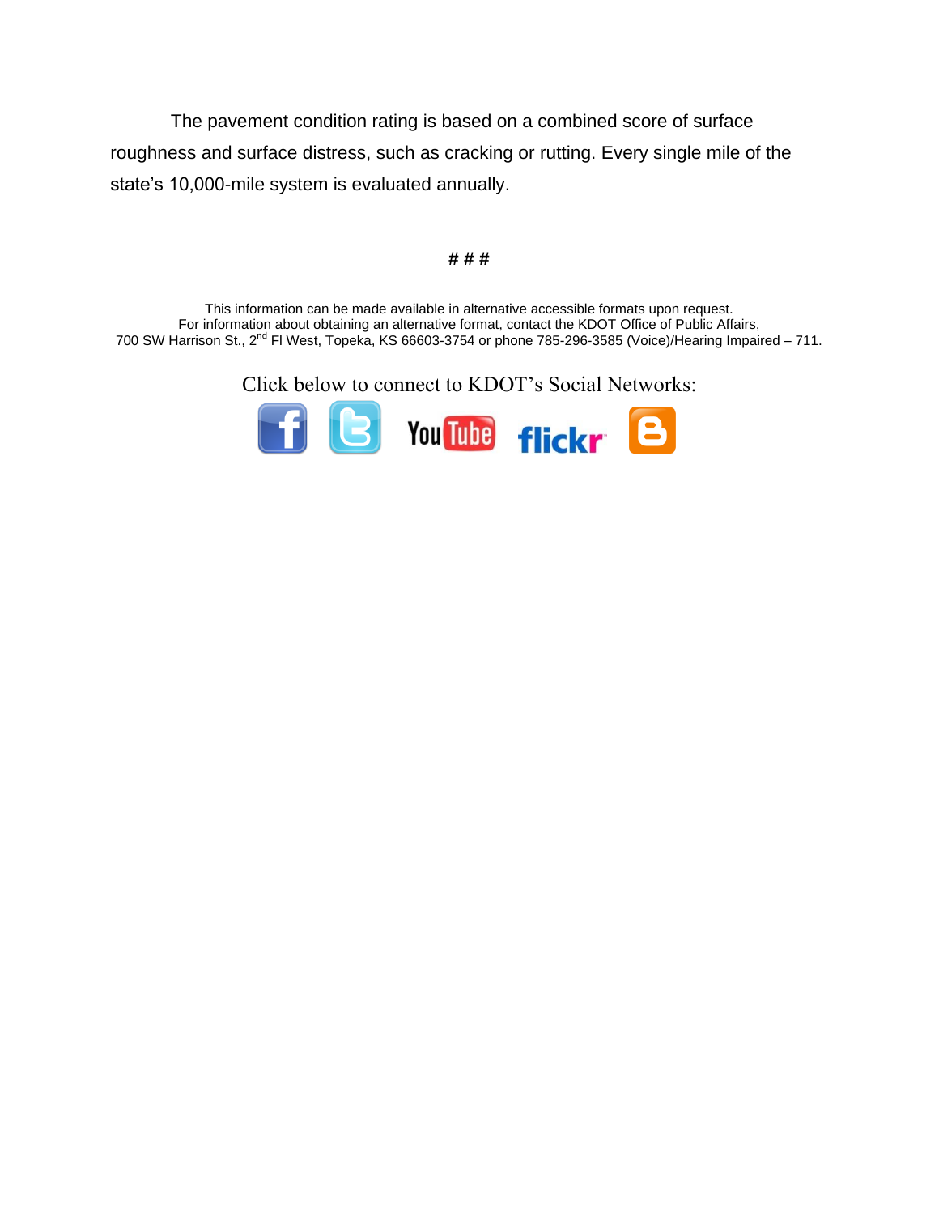The pavement condition rating is based on a combined score of surface roughness and surface distress, such as cracking or rutting. Every single mile of the state's 10,000-mile system is evaluated annually.

# # #

This information can be made available in alternative accessible formats upon request.
For information about obtaining an alternative format, contact the KDOT Office of Public Affairs,
700 SW Harrison St., 2nd Fl West, Topeka, KS 66603-3754 or phone 785-296-3585 (Voice)/Hearing Impaired – 711.

Click below to connect to KDOT's Social Networks: